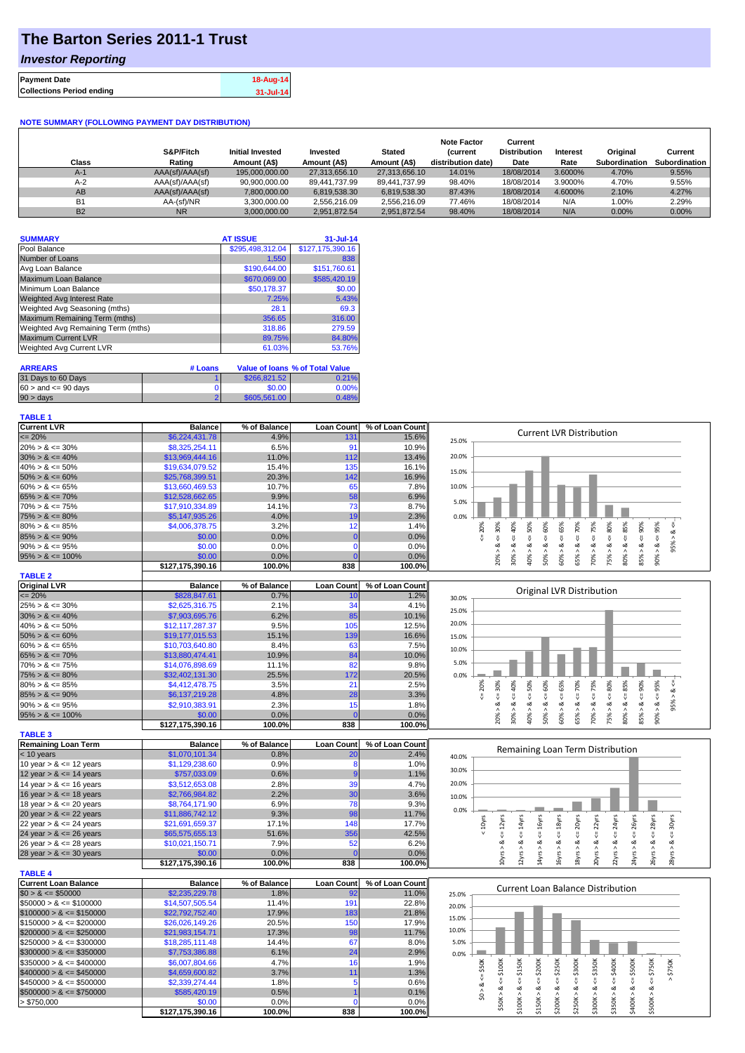# The Barton Series 2011-1 Trust

## *Investor Reporting*

| | |
|---|---|
| **Payment Date** | 18-Aug-14 |
| **Collections Period ending** | 31-Jul-14 |

### NOTE SUMMARY (FOLLOWING PAYMENT DAY DISTRIBUTION)

| Class | S&P/Fitch Rating | Initial Invested Amount (A$) | Invested Amount (A$) | Stated Amount (A$) | Note Factor (current distribution date) | Current Distribution Date | Interest Rate | Original Subordination | Current Subordination |
|---|---|---|---|---|---|---|---|---|---|
| A-1 | AAA(sf)/AAA(sf) | 195,000,000.00 | 27,313,656.10 | 27,313,656.10 | 14.01% | 18/08/2014 | 3.6000% | 4.70% | 9.55% |
| A-2 | AAA(sf)/AAA(sf) | 90,900,000.00 | 89,441,737.99 | 89,441,737.99 | 98.40% | 18/08/2014 | 3.9000% | 4.70% | 9.55% |
| AB | AAA(sf)/AAA(sf) | 7,800,000.00 | 6,819,538.30 | 6,819,538.30 | 87.43% | 18/08/2014 | 4.6000% | 2.10% | 4.27% |
| B1 | AA-(sf)/NR | 3,300,000.00 | 2,556,216.09 | 2,556,216.09 | 77.46% | 18/08/2014 | N/A | 1.00% | 2.29% |
| B2 | NR | 3,000,000.00 | 2,951,872.54 | 2,951,872.54 | 98.40% | 18/08/2014 | N/A | 0.00% | 0.00% |

| SUMMARY | AT ISSUE | 31-Jul-14 |
|---|---|---|
| Pool Balance | $295,498,312.04 | $127,175,390.16 |
| Number of Loans | 1,550 | 838 |
| Avg Loan Balance | $190,644.00 | $151,760.61 |
| Maximum Loan Balance | $670,069.00 | $585,420.19 |
| Minimum Loan Balance | $50,178.37 | $0.00 |
| Weighted Avg Interest Rate | 7.25% | 5.43% |
| Weighted Avg Seasoning (mths) | 28.1 | 69.3 |
| Maximum Remaining Term (mths) | 356.65 | 316.00 |
| Weighted Avg Remaining Term (mths) | 318.86 | 279.59 |
| Maximum Current LVR | 89.75% | 84.80% |
| Weighted Avg Current LVR | 61.03% | 53.76% |

| ARREARS | # Loans | Value of loans | % of Total Value |
|---|---|---|---|
| 31 Days to 60 Days | 1 | $266,821.52 | 0.21% |
| 60 > and <= 90 days | 0 | $0.00 | 0.00% |
| 90 > days | 2 | $605,561.00 | 0.48% |

**TABLE 1**

| Current LVR | Balance | % of Balance | Loan Count | % of Loan Count |
|---|---|---|---|---|
| <= 20% | $6,224,431.78 | 4.9% | 131 | 15.6% |
| 20% > & <= 30% | $8,325,254.11 | 6.5% | 91 | 10.9% |
| 30% > & <= 40% | $13,969,444.16 | 11.0% | 112 | 13.4% |
| 40% > & <= 50% | $19,634,079.52 | 15.4% | 135 | 16.1% |
| 50% > & <= 60% | $25,768,399.51 | 20.3% | 142 | 16.9% |
| 60% > & <= 65% | $13,660,469.53 | 10.7% | 65 | 7.8% |
| 65% > & <= 70% | $12,528,662.65 | 9.9% | 58 | 6.9% |
| 70% > & <= 75% | $17,910,334.89 | 14.1% | 73 | 8.7% |
| 75% > & <= 80% | $5,147,935.26 | 4.0% | 19 | 2.3% |
| 80% > & <= 85% | $4,006,378.75 | 3.2% | 12 | 1.4% |
| 85% > & <= 90% | $0.00 | 0.0% | 0 | 0.0% |
| 90% > & <= 95% | $0.00 | 0.0% | 0 | 0.0% |
| 95% > & <= 100% | $0.00 | 0.0% | 0 | 0.0% |
| | $127,175,390.16 | 100.0% | 838 | 100.0% |

Current LVR Distribution

**TABLE 2**

| Original LVR | Balance | % of Balance | Loan Count | % of Loan Count |
|---|---|---|---|---|
| <= 20% | $828,847.61 | 0.7% | 10 | 1.2% |
| 25% > & <= 30% | $2,625,316.75 | 2.1% | 34 | 4.1% |
| 30% > & <= 40% | $7,903,695.76 | 6.2% | 85 | 10.1% |
| 40% > & <= 50% | $12,117,287.37 | 9.5% | 105 | 12.5% |
| 50% > & <= 60% | $19,177,015.53 | 15.1% | 139 | 16.6% |
| 60% > & <= 65% | $10,703,640.80 | 8.4% | 63 | 7.5% |
| 65% > & <= 70% | $13,880,474.41 | 10.9% | 84 | 10.0% |
| 70% > & <= 75% | $14,076,898.69 | 11.1% | 82 | 9.8% |
| 75% > & <= 80% | $32,402,131.30 | 25.5% | 172 | 20.5% |
| 80% > & <= 85% | $4,412,478.75 | 3.5% | 21 | 2.5% |
| 85% > & <= 90% | $6,137,219.28 | 4.8% | 28 | 3.3% |
| 90% > & <= 95% | $2,910,383.91 | 2.3% | 15 | 1.8% |
| 95% > & <= 100% | $0.00 | 0.0% | 0 | 0.0% |
| | $127,175,390.16 | 100.0% | 838 | 100.0% |

Original LVR Distribution

**TABLE 3**

| Remaining Loan Term | Balance | % of Balance | Loan Count | % of Loan Count |
|---|---|---|---|---|
| < 10 years | $1,070,101.34 | 0.8% | 20 | 2.4% |
| 10 year > & <= 12 years | $1,129,238.60 | 0.9% | 8 | 1.0% |
| 12 year > & <= 14 years | $757,033.09 | 0.6% | 9 | 1.1% |
| 14 year > & <= 16 years | $3,512,653.08 | 2.8% | 39 | 4.7% |
| 16 year > & <= 18 years | $2,766,984.82 | 2.2% | 30 | 3.6% |
| 18 year > & <= 20 years | $8,764,171.90 | 6.9% | 78 | 9.3% |
| 20 year > & <= 22 years | $11,886,742.12 | 9.3% | 98 | 11.7% |
| 22 year > & <= 24 years | $21,691,659.37 | 17.1% | 148 | 17.7% |
| 24 year > & <= 26 years | $65,575,655.13 | 51.6% | 356 | 42.5% |
| 26 year > & <= 28 years | $10,021,150.71 | 7.9% | 52 | 6.2% |
| 28 year > & <= 30 years | $0.00 | 0.0% | 0 | 0.0% |
| | $127,175,390.16 | 100.0% | 838 | 100.0% |

Remaining Loan Term Distribution

**TABLE 4**

| Current Loan Balance | Balance | % of Balance | Loan Count | % of Loan Count |
|---|---|---|---|---|
| $0 > & <= $50000 | $2,235,229.78 | 1.8% | 92 | 11.0% |
| $50000 > & <= $100000 | $14,507,505.54 | 11.4% | 191 | 22.8% |
| $100000 > & <= $150000 | $22,792,752.40 | 17.9% | 183 | 21.8% |
| $150000 > & <= $200000 | $26,026,149.26 | 20.5% | 150 | 17.9% |
| $200000 > & <= $250000 | $21,983,154.71 | 17.3% | 98 | 11.7% |
| $250000 > & <= $300000 | $18,285,111.48 | 14.4% | 67 | 8.0% |
| $300000 > & <= $350000 | $7,753,386.88 | 6.1% | 24 | 2.9% |
| $350000 > & <= $400000 | $6,007,804.66 | 4.7% | 16 | 1.9% |
| $400000 > & <= $450000 | $4,659,600.82 | 3.7% | 11 | 1.3% |
| $450000 > & <= $500000 | $2,339,274.44 | 1.8% | 5 | 0.6% |
| $500000 > & <= $750000 | $585,420.19 | 0.5% | 1 | 0.1% |
| > $750,000 | $0.00 | 0.0% | 0 | 0.0% |
| | $127,175,390.16 | 100.0% | 838 | 100.0% |

Current Loan Balance Distribution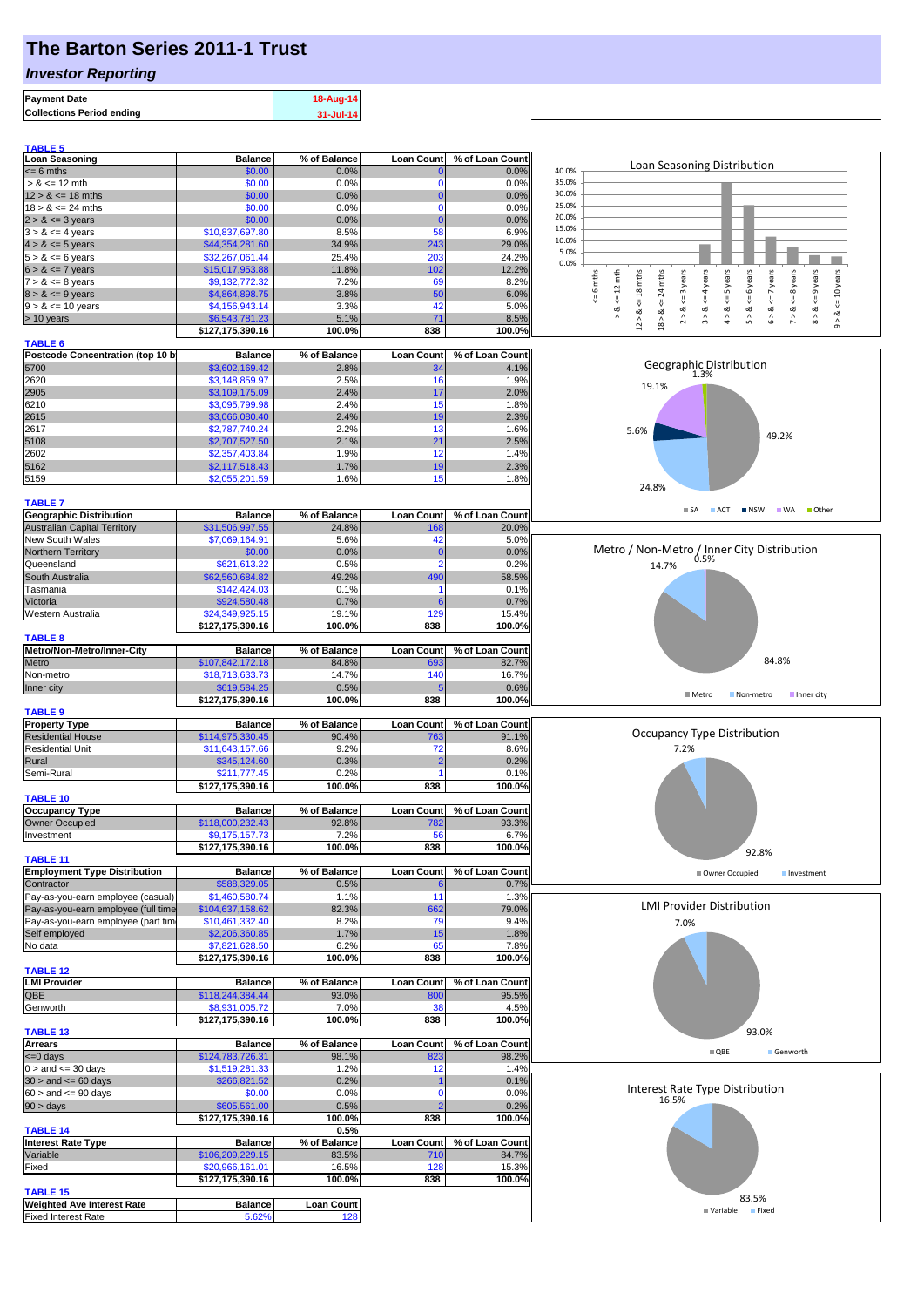# The Barton Series 2011-1 Trust

## *Investor Reporting*

| | |
|---|---|
| **Payment Date** | 18-Aug-14 |
| **Collections Period ending** | 31-Jul-14 |

**TABLE 5**

| Loan Seasoning | Balance | % of Balance | Loan Count | % of Loan Count |
|---|---|---|---|---|
| <= 6 mths | $0.00 | 0.0% | 0 | 0.0% |
| > & <= 12 mth | $0.00 | 0.0% | 0 | 0.0% |
| 12 > & <= 18 mths | $0.00 | 0.0% | 0 | 0.0% |
| 18 > & <= 24 mths | $0.00 | 0.0% | 0 | 0.0% |
| 2 > & <= 3 years | $0.00 | 0.0% | 0 | 0.0% |
| 3 > & <= 4 years | $10,837,697.80 | 8.5% | 58 | 6.9% |
| 4 > & <= 5 years | $44,354,281.60 | 34.9% | 243 | 29.0% |
| 5 > & <= 6 years | $32,267,061.44 | 25.4% | 203 | 24.2% |
| 6 > & <= 7 years | $15,017,953.88 | 11.8% | 102 | 12.2% |
| 7 > & <= 8 years | $9,132,772.32 | 7.2% | 69 | 8.2% |
| 8 > & <= 9 years | $4,864,898.75 | 3.8% | 50 | 6.0% |
| 9 > & <= 10 years | $4,156,943.14 | 3.3% | 42 | 5.0% |
| > 10 years | $6,543,781.23 | 5.1% | 71 | 8.5% |
| | $127,175,390.16 | 100.0% | 838 | 100.0% |

Loan Seasoning Distribution

40.0%
35.0%
30.0%
25.0%
20.0%
15.0%
10.0%
5.0%
0.0%

<= 6 mths
> & <= 12 mth
12 > & <= 18 mths
18 > & <= 24 mths
2 > & <= 3 years
3 > & <= 4 years
4 > & <= 5 years
5 > & <= 6 years
6 > & <= 7 years
7 > & <= 8 years
8 > & <= 9 years
9 > & <= 10 years

**TABLE 6**

| Postcode Concentration (top 10 by value) | Balance | % of Balance | Loan Count | % of Loan Count |
|---|---|---|---|---|
| 5700 | $3,602,169.42 | 2.8% | 34 | 4.1% |
| 2620 | $3,148,859.97 | 2.5% | 16 | 1.9% |
| 2905 | $3,109,175.09 | 2.4% | 17 | 2.0% |
| 6210 | $3,095,799.98 | 2.4% | 15 | 1.8% |
| 2615 | $3,066,080.40 | 2.4% | 19 | 2.3% |
| 2617 | $2,787,740.24 | 2.2% | 13 | 1.6% |
| 5108 | $2,707,527.50 | 2.1% | 21 | 2.5% |
| 2602 | $2,357,403.84 | 1.9% | 12 | 1.4% |
| 5162 | $2,117,518.43 | 1.7% | 19 | 2.3% |
| 5159 | $2,055,201.59 | 1.6% | 15 | 1.8% |

Geographic Distribution

1.3%
19.1%
5.6%
49.2%
24.8%

SA ACT NSW WA Other

**TABLE 7**

| Geographic Distribution | Balance | % of Balance | Loan Count | % of Loan Count |
|---|---|---|---|---|
| Australian Capital Territory | $31,506,997.55 | 24.8% | 168 | 20.0% |
| New South Wales | $7,069,164.91 | 5.6% | 42 | 5.0% |
| Northern Territory | $0.00 | 0.0% | 0 | 0.0% |
| Queensland | $621,613.22 | 0.5% | 2 | 0.2% |
| South Australia | $62,560,684.82 | 49.2% | 490 | 58.5% |
| Tasmania | $142,424.03 | 0.1% | 1 | 0.1% |
| Victoria | $924,580.48 | 0.7% | 6 | 0.7% |
| Western Australia | $24,349,925.15 | 19.1% | 129 | 15.4% |
| | $127,175,390.16 | 100.0% | 838 | 100.0% |

Metro / Non-Metro / Inner City Distribution

0.5%
14.7%
84.8%

Metro Non-metro Inner city

**TABLE 8**

| Metro/Non-Metro/Inner-City | Balance | % of Balance | Loan Count | % of Loan Count |
|---|---|---|---|---|
| Metro | $107,842,172.18 | 84.8% | 693 | 82.7% |
| Non-metro | $18,713,633.73 | 14.7% | 140 | 16.7% |
| Inner city | $619,584.25 | 0.5% | 5 | 0.6% |
| | $127,175,390.16 | 100.0% | 838 | 100.0% |

**TABLE 9**

| Property Type | Balance | % of Balance | Loan Count | % of Loan Count |
|---|---|---|---|---|
| Residential House | $114,975,330.45 | 90.4% | 763 | 91.1% |
| Residential Unit | $11,643,157.66 | 9.2% | 72 | 8.6% |
| Rural | $345,124.60 | 0.3% | 2 | 0.2% |
| Semi-Rural | $211,777.45 | 0.2% | 1 | 0.1% |
| | $127,175,390.16 | 100.0% | 838 | 100.0% |

Occupancy Type Distribution

7.2%
92.8%

Owner Occupied Investment

**TABLE 10**

| Occupancy Type | Balance | % of Balance | Loan Count | % of Loan Count |
|---|---|---|---|---|
| Owner Occupied | $118,000,232.43 | 92.8% | 782 | 93.3% |
| Investment | $9,175,157.73 | 7.2% | 56 | 6.7% |
| | $127,175,390.16 | 100.0% | 838 | 100.0% |

**TABLE 11**

| Employment Type Distribution | Balance | % of Balance | Loan Count | % of Loan Count |
|---|---|---|---|---|
| Contractor | $588,329.05 | 0.5% | 6 | 0.7% |
| Pay-as-you-earn employee (casual) | $1,460,580.74 | 1.1% | 11 | 1.3% |
| Pay-as-you-earn employee (full time) | $104,637,158.62 | 82.3% | 662 | 79.0% |
| Pay-as-you-earn employee (part time) | $10,461,332.40 | 8.2% | 79 | 9.4% |
| Self employed | $2,206,360.85 | 1.7% | 15 | 1.8% |
| No data | $7,821,628.50 | 6.2% | 65 | 7.8% |
| | $127,175,390.16 | 100.0% | 838 | 100.0% |

LMI Provider Distribution

7.0%
93.0%

QBE Genworth

**TABLE 12**

| LMI Provider | Balance | % of Balance | Loan Count | % of Loan Count |
|---|---|---|---|---|
| QBE | $118,244,384.44 | 93.0% | 800 | 95.5% |
| Genworth | $8,931,005.72 | 7.0% | 38 | 4.5% |
| | $127,175,390.16 | 100.0% | 838 | 100.0% |

**TABLE 13**

| Arrears | Balance | % of Balance | Loan Count | % of Loan Count |
|---|---|---|---|---|
| <=0 days | $124,783,726.31 | 98.1% | 823 | 98.2% |
| 0 > and <= 30 days | $1,519,281.33 | 1.2% | 12 | 1.4% |
| 30 > and <= 60 days | $266,821.52 | 0.2% | 1 | 0.1% |
| 60 > and <= 90 days | $0.00 | 0.0% | 0 | 0.0% |
| 90 > days | $605,561.00 | 0.5% | 2 | 0.2% |
| | $127,175,390.16 | 100.0% | 838 | 100.0% |
| | | 0.5% | | |

Interest Rate Type Distribution

16.5%
83.5%

Variable Fixed

**TABLE 14**

| Interest Rate Type | Balance | % of Balance | Loan Count | % of Loan Count |
|---|---|---|---|---|
| Variable | $106,209,229.15 | 83.5% | 710 | 84.7% |
| Fixed | $20,966,161.01 | 16.5% | 128 | 15.3% |
| | $127,175,390.16 | 100.0% | 838 | 100.0% |

**TABLE 15**

| Weighted Ave Interest Rate | Balance | Loan Count |
|---|---|---|
| Fixed Interest Rate | 5.62% | 128 |